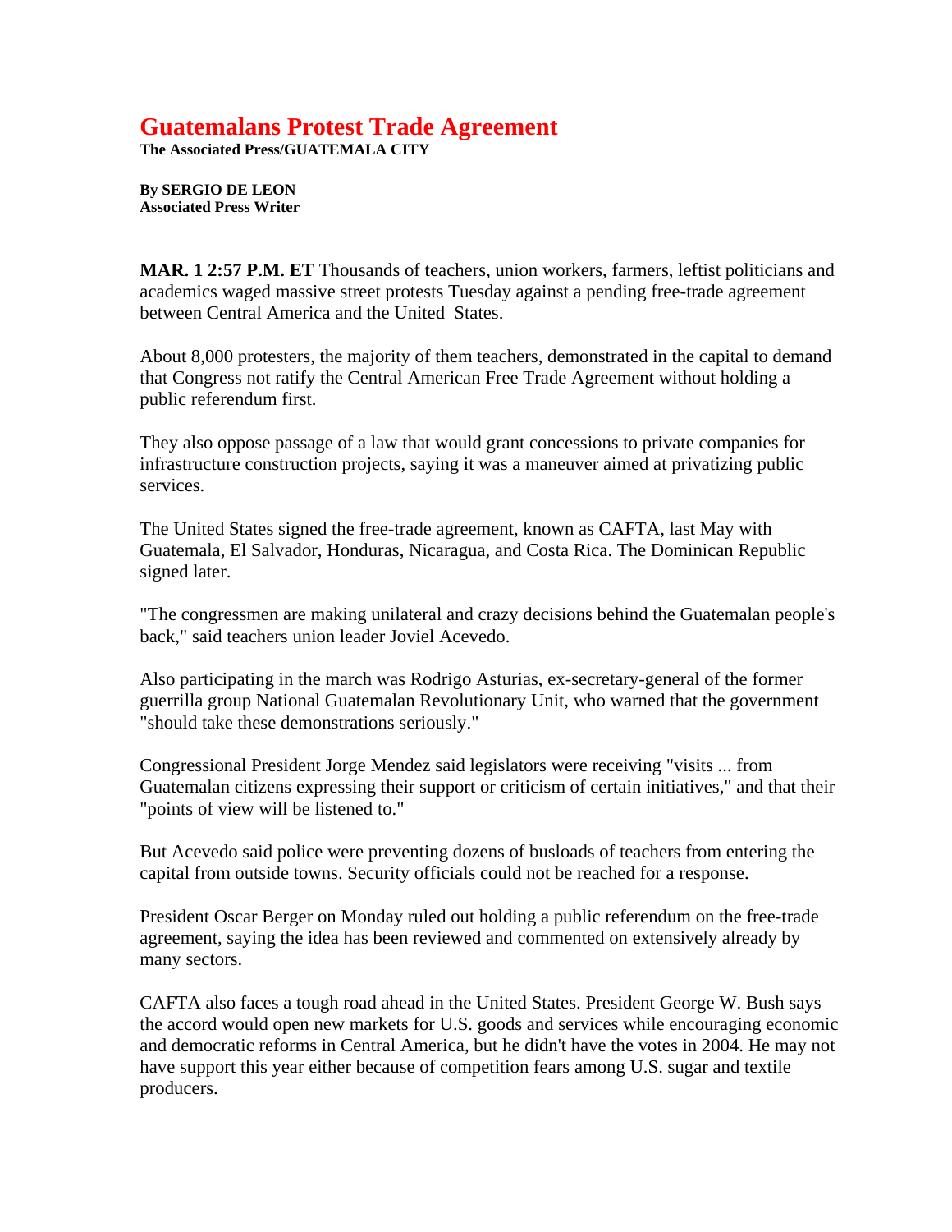# Guatemalans Protest Trade Agreement

**The Associated Press/GUATEMALA CITY**

**By SERGIO DE LEON**
**Associated Press Writer**

**MAR. 1 2:57 P.M. ET** Thousands of teachers, union workers, farmers, leftist politicians and academics waged massive street protests Tuesday against a pending free-trade agreement between Central America and the United States.

About 8,000 protesters, the majority of them teachers, demonstrated in the capital to demand that Congress not ratify the Central American Free Trade Agreement without holding a public referendum first.

They also oppose passage of a law that would grant concessions to private companies for infrastructure construction projects, saying it was a maneuver aimed at privatizing public services.

The United States signed the free-trade agreement, known as CAFTA, last May with Guatemala, El Salvador, Honduras, Nicaragua, and Costa Rica. The Dominican Republic signed later.

"The congressmen are making unilateral and crazy decisions behind the Guatemalan people's back," said teachers union leader Joviel Acevedo.

Also participating in the march was Rodrigo Asturias, ex-secretary-general of the former guerrilla group National Guatemalan Revolutionary Unit, who warned that the government "should take these demonstrations seriously."

Congressional President Jorge Mendez said legislators were receiving "visits ... from Guatemalan citizens expressing their support or criticism of certain initiatives," and that their "points of view will be listened to."

But Acevedo said police were preventing dozens of busloads of teachers from entering the capital from outside towns. Security officials could not be reached for a response.

President Oscar Berger on Monday ruled out holding a public referendum on the free-trade agreement, saying the idea has been reviewed and commented on extensively already by many sectors.

CAFTA also faces a tough road ahead in the United States. President George W. Bush says the accord would open new markets for U.S. goods and services while encouraging economic and democratic reforms in Central America, but he didn't have the votes in 2004. He may not have support this year either because of competition fears among U.S. sugar and textile producers.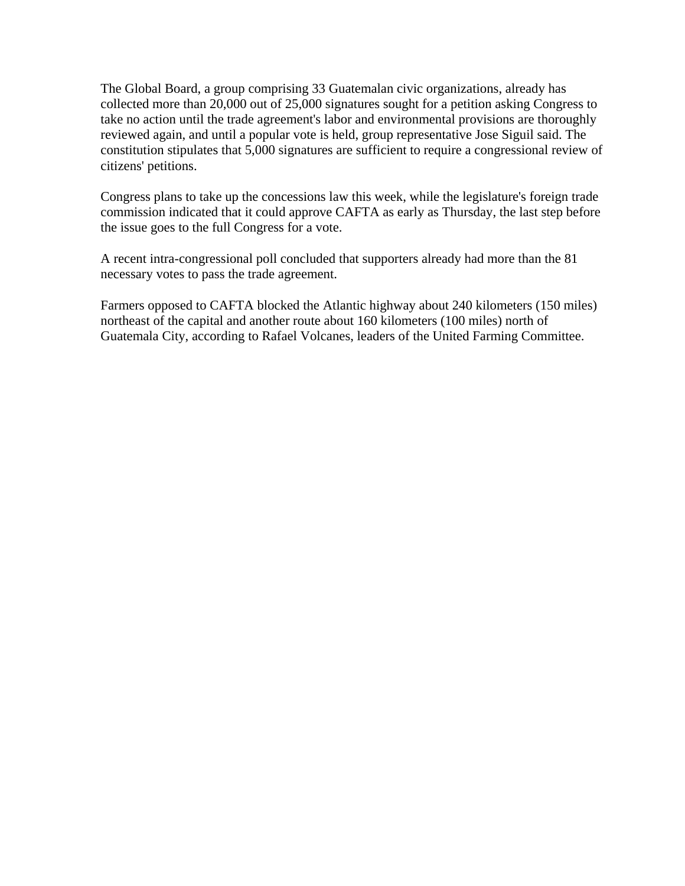The Global Board, a group comprising 33 Guatemalan civic organizations, already has collected more than 20,000 out of 25,000 signatures sought for a petition asking Congress to take no action until the trade agreement's labor and environmental provisions are thoroughly reviewed again, and until a popular vote is held, group representative Jose Siguil said. The constitution stipulates that 5,000 signatures are sufficient to require a congressional review of citizens' petitions.

Congress plans to take up the concessions law this week, while the legislature's foreign trade commission indicated that it could approve CAFTA as early as Thursday, the last step before the issue goes to the full Congress for a vote.

A recent intra-congressional poll concluded that supporters already had more than the 81 necessary votes to pass the trade agreement.

Farmers opposed to CAFTA blocked the Atlantic highway about 240 kilometers (150 miles) northeast of the capital and another route about 160 kilometers (100 miles) north of Guatemala City, according to Rafael Volcanes, leaders of the United Farming Committee.